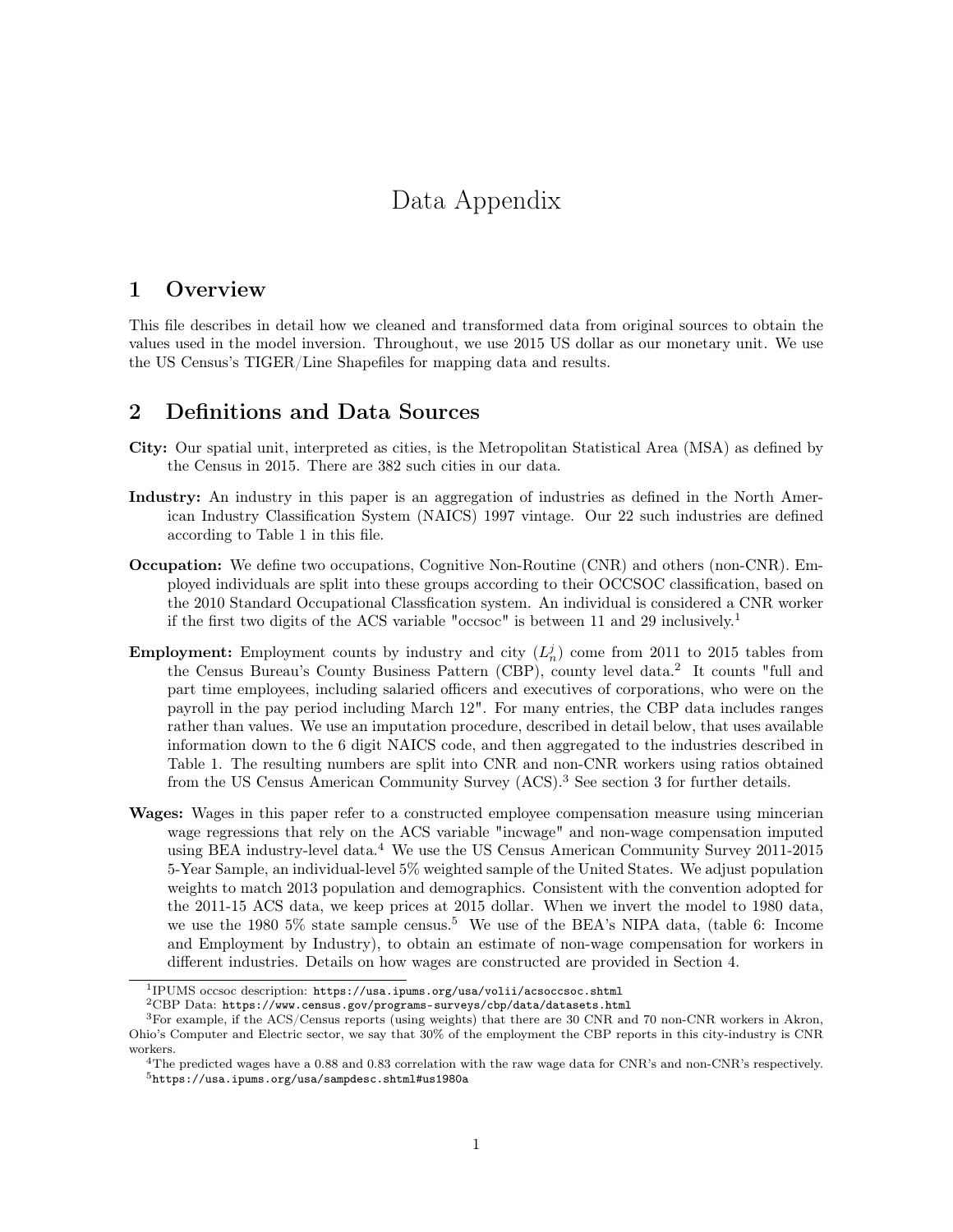# Data Appendix

## 1 Overview

This file describes in detail how we cleaned and transformed data from original sources to obtain the values used in the model inversion. Throughout, we use 2015 US dollar as our monetary unit. We use the US Census's TIGER/Line Shapefiles for mapping data and results.

## 2 Definitions and Data Sources

**City:** Our spatial unit, interpreted as cities, is the Metropolitan Statistical Area (MSA) as defined by the Census in 2015. There are 382 such cities in our data.

**Industry:** An industry in this paper is an aggregation of industries as defined in the North American Industry Classification System (NAICS) 1997 vintage. Our 22 such industries are defined according to Table 1 in this file.

**Occupation:** We define two occupations, Cognitive Non-Routine (CNR) and others (non-CNR). Employed individuals are split into these groups according to their OCCSOC classification, based on the 2010 Standard Occupational Classfication system. An individual is considered a CNR worker if the first two digits of the ACS variable "occsoc" is between 11 and 29 inclusively.[1]

**Employment:** Employment counts by industry and city ($L_n^j$) come from 2011 to 2015 tables from the Census Bureau's County Business Pattern (CBP), county level data.[2] It counts "full and part time employees, including salaried officers and executives of corporations, who were on the payroll in the pay period including March 12". For many entries, the CBP data includes ranges rather than values. We use an imputation procedure, described in detail below, that uses available information down to the 6 digit NAICS code, and then aggregated to the industries described in Table 1. The resulting numbers are split into CNR and non-CNR workers using ratios obtained from the US Census American Community Survey (ACS).[3] See section 3 for further details.

**Wages:** Wages in this paper refer to a constructed employee compensation measure using mincerian wage regressions that rely on the ACS variable "incwage" and non-wage compensation imputed using BEA industry-level data.[4] We use the US Census American Community Survey 2011-2015 5-Year Sample, an individual-level 5% weighted sample of the United States. We adjust population weights to match 2013 population and demographics. Consistent with the convention adopted for the 2011-15 ACS data, we keep prices at 2015 dollar. When we invert the model to 1980 data, we use the 1980 5% state sample census.[5] We use of the BEA's NIPA data, (table 6: Income and Employment by Industry), to obtain an estimate of non-wage compensation for workers in different industries. Details on how wages are constructed are provided in Section 4.

---

[1] IPUMS occsoc description: https://usa.ipums.org/usa/volii/acsoccsoc.shtml

[2] CBP Data: https://www.census.gov/programs-surveys/cbp/data/datasets.html

[3] For example, if the ACS/Census reports (using weights) that there are 30 CNR and 70 non-CNR workers in Akron, Ohio's Computer and Electric sector, we say that 30% of the employment the CBP reports in this city-industry is CNR workers.

[4] The predicted wages have a 0.88 and 0.83 correlation with the raw wage data for CNR's and non-CNR's respectively.

[5] https://usa.ipums.org/usa/sampdesc.shtml#us1980a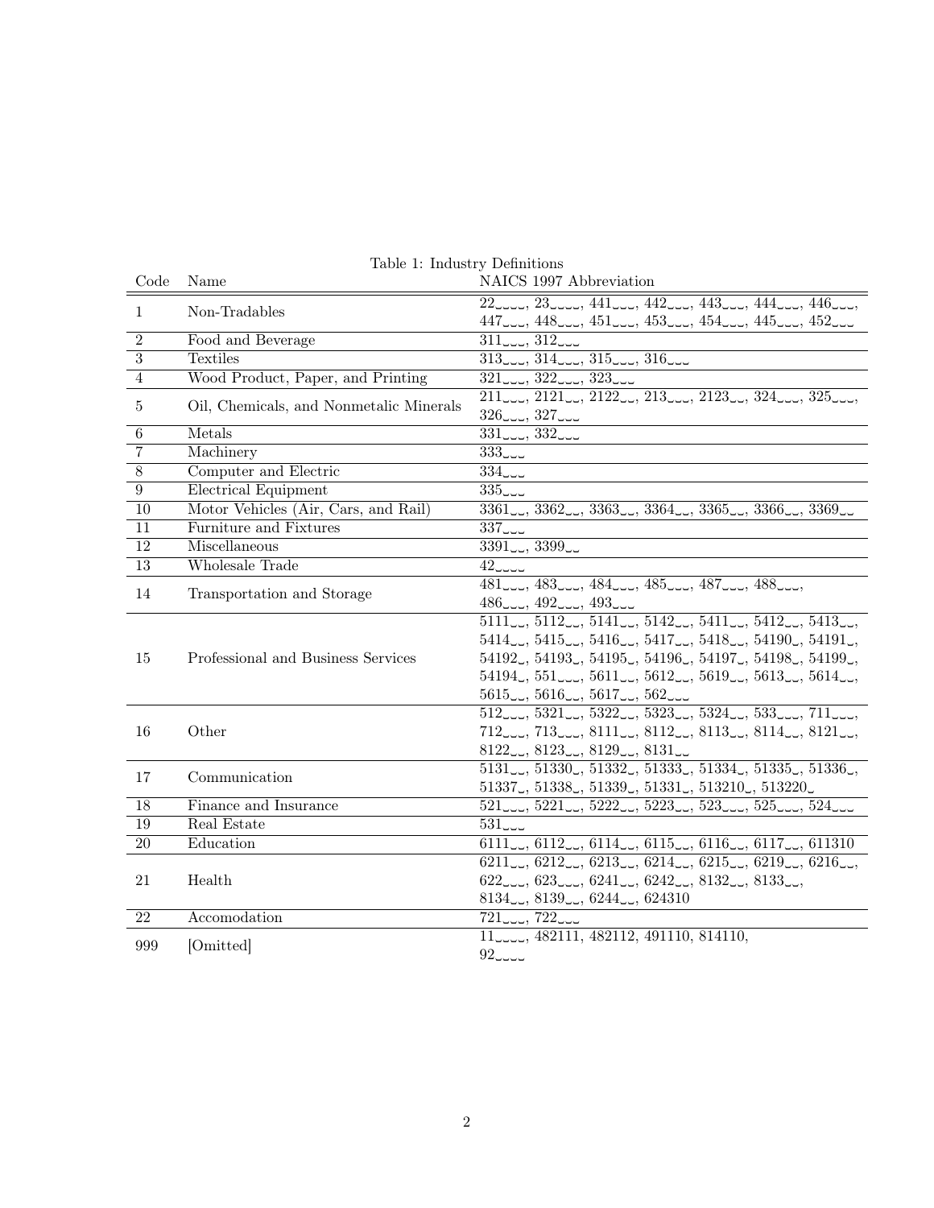Table 1: Industry Definitions

| Code | Name | NAICS 1997 Abbreviation |
|---|---|---|
| 1 | Non-Tradables | 22____, 23____, 441___, 442___, 443___, 444___, 446___, 447___, 448___, 451___, 453___, 454___, 445___, 452___ |
| 2 | Food and Beverage | 311___, 312___ |
| 3 | Textiles | 313___, 314___, 315___, 316___ |
| 4 | Wood Product, Paper, and Printing | 321___, 322___, 323___ |
| 5 | Oil, Chemicals, and Nonmetalic Minerals | 211___, 2121__, 2122__, 213___, 2123__, 324___, 325___, 326___, 327___ |
| 6 | Metals | 331___, 332___ |
| 7 | Machinery | 333___ |
| 8 | Computer and Electric | 334___ |
| 9 | Electrical Equipment | 335___ |
| 10 | Motor Vehicles (Air, Cars, and Rail) | 3361__, 3362__, 3363__, 3364__, 3365__, 3366__, 3369__ |
| 11 | Furniture and Fixtures | 337___ |
| 12 | Miscellaneous | 3391__, 3399__ |
| 13 | Wholesale Trade | 42____ |
| 14 | Transportation and Storage | 481___, 483___, 484___, 485___, 487___, 488___, 486___, 492___, 493___ |
| 15 | Professional and Business Services | 5111__, 5112__, 5141__, 5142__, 5411__, 5412__, 5413__, 5414__, 5415__, 5416__, 5417__, 5418__, 54190_, 54191_, 54192_, 54193_, 54195_, 54196_, 54197_, 54198_, 54199_, 54194_, 551___, 5611__, 5612__, 5619__, 5613__, 5614__, 5615__, 5616__, 5617__, 562___ |
| 16 | Other | 512___, 5321__, 5322__, 5323__, 5324__, 533___, 711___, 712___, 713___, 8111__, 8112__, 8113__, 8114__, 8121__, 8122__, 8123__, 8129__, 8131__ |
| 17 | Communication | 5131__, 51330_, 51332_, 51333_, 51334_, 51335_, 51336_, 51337_, 51338_, 51339_, 51331_, 513210_, 513220_ |
| 18 | Finance and Insurance | 521___, 5221__, 5222__, 5223__, 523___, 525___, 524___ |
| 19 | Real Estate | 531___ |
| 20 | Education | 6111__, 6112__, 6114__, 6115__, 6116__, 6117__, 611310 |
| 21 | Health | 6211__, 6212__, 6213__, 6214__, 6215__, 6219__, 6216__, 622___, 623___, 6241__, 6242__, 8132__, 8133__, 8134__, 8139__, 6244__, 624310 |
| 22 | Accomodation | 721___, 722___ |
| 999 | [Omitted] | 11____, 482111, 482112, 491110, 814110, 92____ |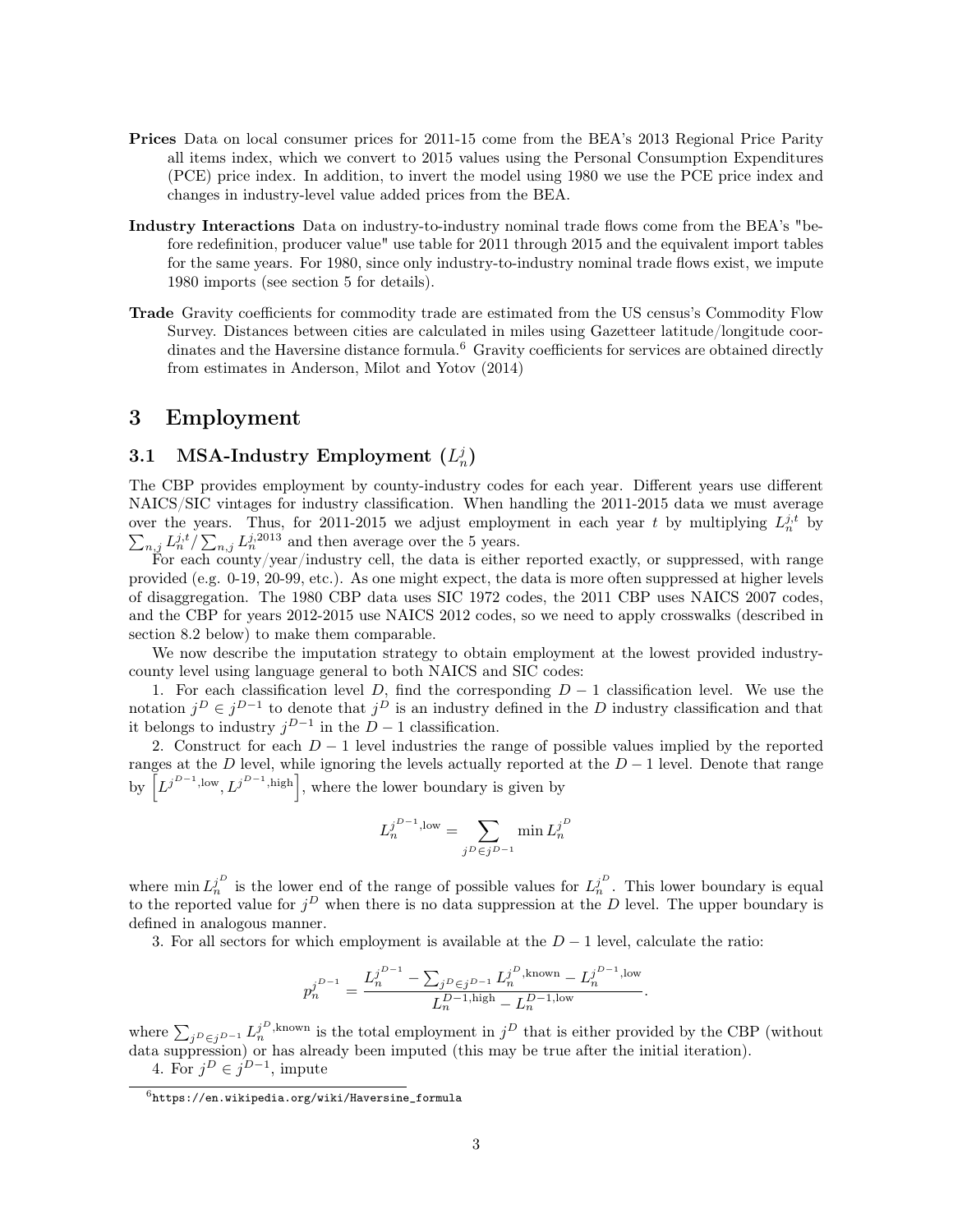**Prices** Data on local consumer prices for 2011-15 come from the BEA's 2013 Regional Price Parity all items index, which we convert to 2015 values using the Personal Consumption Expenditures (PCE) price index. In addition, to invert the model using 1980 we use the PCE price index and changes in industry-level value added prices from the BEA.

**Industry Interactions** Data on industry-to-industry nominal trade flows come from the BEA's "before redefinition, producer value" use table for 2011 through 2015 and the equivalent import tables for the same years. For 1980, since only industry-to-industry nominal trade flows exist, we impute 1980 imports (see section 5 for details).

**Trade** Gravity coefficients for commodity trade are estimated from the US census's Commodity Flow Survey. Distances between cities are calculated in miles using Gazetteer latitude/longitude coordinates and the Haversine distance formula.[6] Gravity coefficients for services are obtained directly from estimates in Anderson, Milot and Yotov (2014)

# 3 Employment

## 3.1 MSA-Industry Employment ($L_n^j$)

The CBP provides employment by county-industry codes for each year. Different years use different NAICS/SIC vintages for industry classification. When handling the 2011-2015 data we must average over the years. Thus, for 2011-2015 we adjust employment in each year $t$ by multiplying $L_n^{j,t}$ by $\sum_{n,j} L_n^{j,t} / \sum_{n,j} L_n^{j,2013}$ and then average over the 5 years.

For each county/year/industry cell, the data is either reported exactly, or suppressed, with range provided (e.g. 0-19, 20-99, etc.). As one might expect, the data is more often suppressed at higher levels of disaggregation. The 1980 CBP data uses SIC 1972 codes, the 2011 CBP uses NAICS 2007 codes, and the CBP for years 2012-2015 use NAICS 2012 codes, so we need to apply crosswalks (described in section 8.2 below) to make them comparable.

We now describe the imputation strategy to obtain employment at the lowest provided industry-county level using language general to both NAICS and SIC codes:

1. For each classification level $D$, find the corresponding $D-1$ classification level. We use the notation $j^D \in j^{D-1}$ to denote that $j^D$ is an industry defined in the $D$ industry classification and that it belongs to industry $j^{D-1}$ in the $D-1$ classification.

2. Construct for each $D-1$ level industries the range of possible values implied by the reported ranges at the $D$ level, while ignoring the levels actually reported at the $D-1$ level. Denote that range by $\left[L^{j^{D-1},\text{low}}, L^{j^{D-1},\text{high}}\right]$, where the lower boundary is given by

$$L_n^{j^{D-1},\text{low}} = \sum_{j^D \in j^{D-1}} \min L_n^{j^D}$$

where $\min L_n^{j^D}$ is the lower end of the range of possible values for $L_n^{j^D}$. This lower boundary is equal to the reported value for $j^D$ when there is no data suppression at the $D$ level. The upper boundary is defined in analogous manner.

3. For all sectors for which employment is available at the $D-1$ level, calculate the ratio:

$$p_n^{j^{D-1}} = \frac{L_n^{j^{D-1}} - \sum_{j^D \in j^{D-1}} L_n^{j^D,\text{known}} - L_n^{j^{D-1},\text{low}}}{L_n^{D-1,\text{high}} - L_n^{D-1,\text{low}}}.$$

where $\sum_{j^D \in j^{D-1}} L_n^{j^D,\text{known}}$ is the total employment in $j^D$ that is either provided by the CBP (without data suppression) or has already been imputed (this may be true after the initial iteration).

4. For $j^D \in j^{D-1}$, impute

[6] https://en.wikipedia.org/wiki/Haversine_formula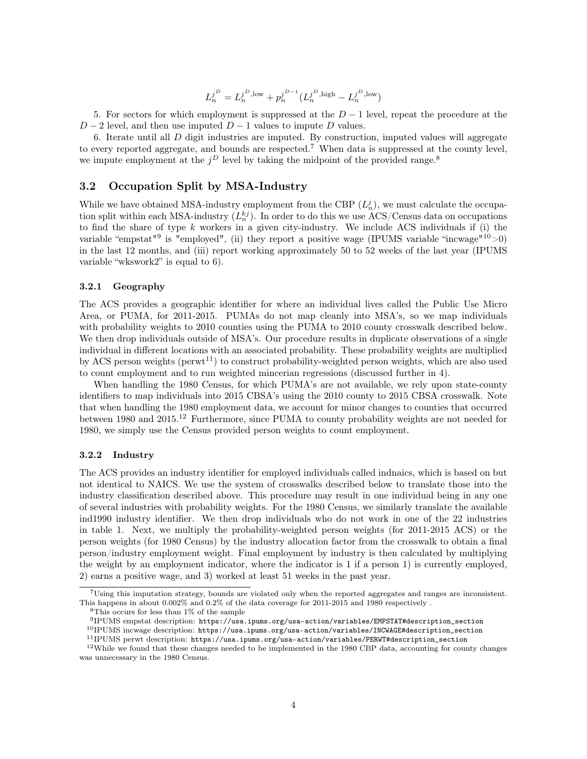$$L_n^{j^D} = L_n^{j^D,\text{low}} + p_n^{j^{D-1}}(L_n^{j^D,\text{high}} - L_n^{j^D,\text{low}})$$

5. For sectors for which employment is suppressed at the $D-1$ level, repeat the procedure at the $D-2$ level, and then use imputed $D-1$ values to impute $D$ values.

6. Iterate until all $D$ digit industries are imputed. By construction, imputed values will aggregate to every reported aggregate, and bounds are respected.[7] When data is suppressed at the county level, we impute employment at the $j^D$ level by taking the midpoint of the provided range.[8]

## 3.2 Occupation Split by MSA-Industry

While we have obtained MSA-industry employment from the CBP ($L_n^j$), we must calculate the occupation split within each MSA-industry ($L_n^{kj}$). In order to do this we use ACS/Census data on occupations to find the share of type $k$ workers in a given city-industry. We include ACS individuals if (i) the variable "empstat"[9] is "employed", (ii) they report a positive wage (IPUMS variable "incwage"[10]>0) in the last 12 months, and (iii) report working approximately 50 to 52 weeks of the last year (IPUMS variable "wkswork2" is equal to 6).

### 3.2.1 Geography

The ACS provides a geographic identifier for where an individual lives called the Public Use Micro Area, or PUMA, for 2011-2015. PUMAs do not map cleanly into MSA's, so we map individuals with probability weights to 2010 counties using the PUMA to 2010 county crosswalk described below. We then drop individuals outside of MSA's. Our procedure results in duplicate observations of a single individual in different locations with an associated probability. These probability weights are multiplied by ACS person weights (perwt[11]) to construct probability-weighted person weights, which are also used to count employment and to run weighted mincerian regressions (discussed further in 4).

When handling the 1980 Census, for which PUMA's are not available, we rely upon state-county identifiers to map individuals into 2015 CBSA's using the 2010 county to 2015 CBSA crosswalk. Note that when handling the 1980 employment data, we account for minor changes to counties that occurred between 1980 and 2015.[12] Furthermore, since PUMA to county probability weights are not needed for 1980, we simply use the Census provided person weights to count employment.

### 3.2.2 Industry

The ACS provides an industry identifier for employed individuals called indnaics, which is based on but not identical to NAICS. We use the system of crosswalks described below to translate those into the industry classification described above. This procedure may result in one individual being in any one of several industries with probability weights. For the 1980 Census, we similarly translate the available ind1990 industry identifier. We then drop individuals who do not work in one of the 22 industries in table 1. Next, we multiply the probability-weighted person weights (for 2011-2015 ACS) or the person weights (for 1980 Census) by the industry allocation factor from the crosswalk to obtain a final person/industry employment weight. Final employment by industry is then calculated by multiplying the weight by an employment indicator, where the indicator is 1 if a person 1) is currently employed, 2) earns a positive wage, and 3) worked at least 51 weeks in the past year.

---

[7] Using this imputation strategy, bounds are violated only when the reported aggregates and ranges are inconsistent. This happens in about 0.002% and 0.2% of the data coverage for 2011-2015 and 1980 respectively .

[8] This occurs for less than 1% of the sample

[9] IPUMS empstat description: https://usa.ipums.org/usa-action/variables/EMPSTAT#description_section

[10] IPUMS incwage description: https://usa.ipums.org/usa-action/variables/INCWAGE#description_section

[11] IPUMS perwt description: https://usa.ipums.org/usa-action/variables/PERWT#description_section

[12] While we found that these changes needed to be implemented in the 1980 CBP data, accounting for county changes was unnecessary in the 1980 Census.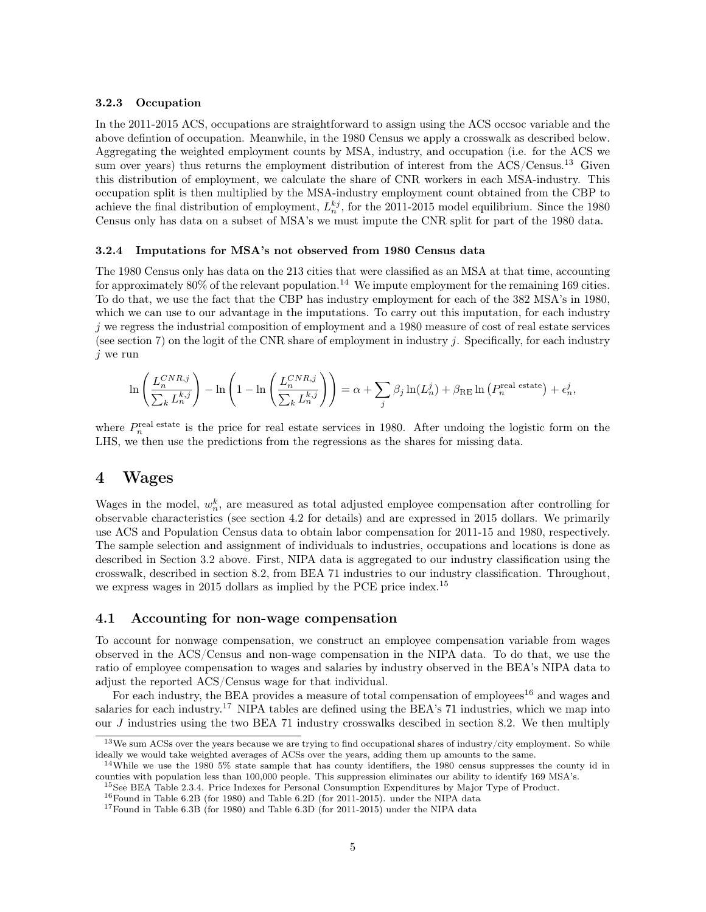### 3.2.3 Occupation

In the 2011-2015 ACS, occupations are straightforward to assign using the ACS occsoc variable and the above defintion of occupation. Meanwhile, in the 1980 Census we apply a crosswalk as described below. Aggregating the weighted employment counts by MSA, industry, and occupation (i.e. for the ACS we sum over years) thus returns the employment distribution of interest from the ACS/Census.[13] Given this distribution of employment, we calculate the share of CNR workers in each MSA-industry. This occupation split is then multiplied by the MSA-industry employment count obtained from the CBP to achieve the final distribution of employment, $L_n^{kj}$, for the 2011-2015 model equilibrium. Since the 1980 Census only has data on a subset of MSA's we must impute the CNR split for part of the 1980 data.

### 3.2.4 Imputations for MSA's not observed from 1980 Census data

The 1980 Census only has data on the 213 cities that were classified as an MSA at that time, accounting for approximately 80% of the relevant population.[14] We impute employment for the remaining 169 cities. To do that, we use the fact that the CBP has industry employment for each of the 382 MSA's in 1980, which we can use to our advantage in the imputations. To carry out this imputation, for each industry $j$ we regress the industrial composition of employment and a 1980 measure of cost of real estate services (see section 7) on the logit of the CNR share of employment in industry $j$. Specifically, for each industry $j$ we run

$$\ln\left(\frac{L_n^{CNR,j}}{\sum_k L_n^{k,j}}\right) - \ln\left(1 - \ln\left(\frac{L_n^{CNR,j}}{\sum_k L_n^{k,j}}\right)\right) = \alpha + \sum_j \beta_j \ln(L_n^j) + \beta_{\text{RE}} \ln\left(P_n^{\text{real estate}}\right) + \epsilon_n^j,$$

where $P_n^{\text{real estate}}$ is the price for real estate services in 1980. After undoing the logistic form on the LHS, we then use the predictions from the regressions as the shares for missing data.

# 4 Wages

Wages in the model, $w_n^k$, are measured as total adjusted employee compensation after controlling for observable characteristics (see section 4.2 for details) and are expressed in 2015 dollars. We primarily use ACS and Population Census data to obtain labor compensation for 2011-15 and 1980, respectively. The sample selection and assignment of individuals to industries, occupations and locations is done as described in Section 3.2 above. First, NIPA data is aggregated to our industry classification using the crosswalk, described in section 8.2, from BEA 71 industries to our industry classification. Throughout, we express wages in 2015 dollars as implied by the PCE price index.[15]

## 4.1 Accounting for non-wage compensation

To account for nonwage compensation, we construct an employee compensation variable from wages observed in the ACS/Census and non-wage compensation in the NIPA data. To do that, we use the ratio of employee compensation to wages and salaries by industry observed in the BEA's NIPA data to adjust the reported ACS/Census wage for that individual.

For each industry, the BEA provides a measure of total compensation of employees[16] and wages and salaries for each industry.[17] NIPA tables are defined using the BEA's 71 industries, which we map into our $J$ industries using the two BEA 71 industry crosswalks descibed in section 8.2. We then multiply

[13] We sum ACSs over the years because we are trying to find occupational shares of industry/city employment. So while ideally we would take weighted averages of ACSs over the years, adding them up amounts to the same.

[14] While we use the 1980 5% state sample that has county identifiers, the 1980 census suppresses the county id in counties with population less than 100,000 people. This suppression eliminates our ability to identify 169 MSA's.

[15] See BEA Table 2.3.4. Price Indexes for Personal Consumption Expenditures by Major Type of Product.

[16] Found in Table 6.2B (for 1980) and Table 6.2D (for 2011-2015). under the NIPA data

[17] Found in Table 6.3B (for 1980) and Table 6.3D (for 2011-2015) under the NIPA data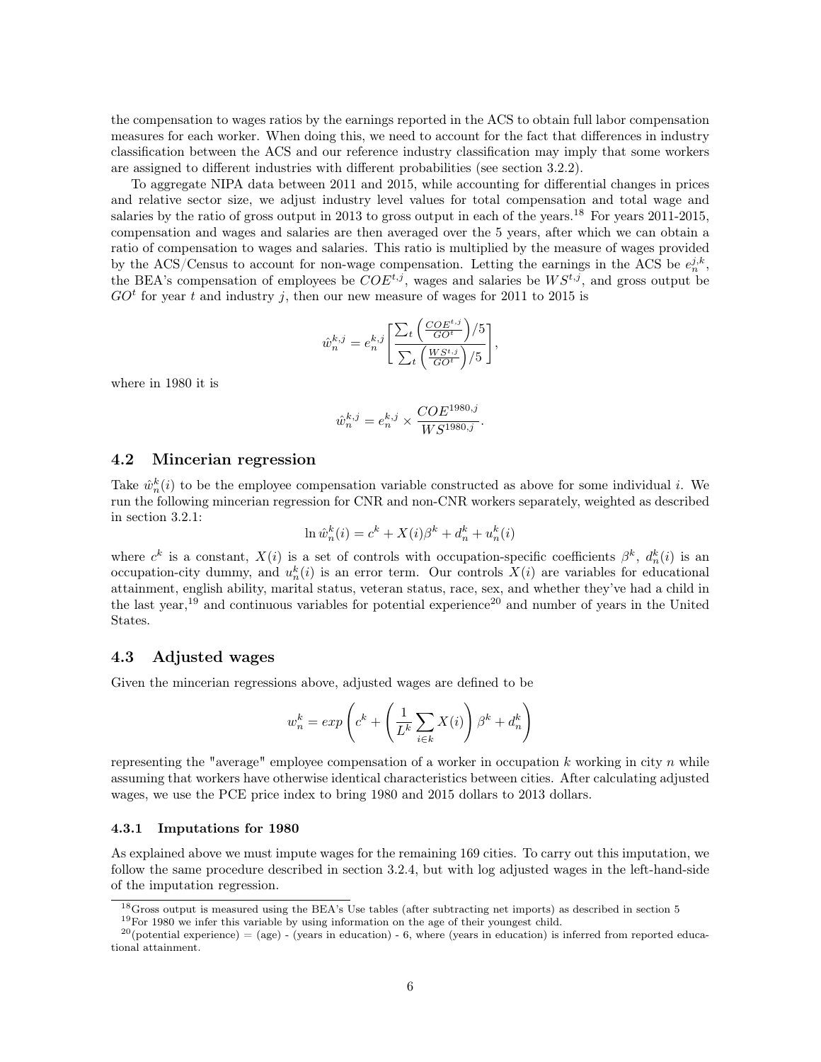the compensation to wages ratios by the earnings reported in the ACS to obtain full labor compensation measures for each worker. When doing this, we need to account for the fact that differences in industry classification between the ACS and our reference industry classification may imply that some workers are assigned to different industries with different probabilities (see section 3.2.2).

To aggregate NIPA data between 2011 and 2015, while accounting for differential changes in prices and relative sector size, we adjust industry level values for total compensation and total wage and salaries by the ratio of gross output in 2013 to gross output in each of the years.[18] For years 2011-2015, compensation and wages and salaries are then averaged over the 5 years, after which we can obtain a ratio of compensation to wages and salaries. This ratio is multiplied by the measure of wages provided by the ACS/Census to account for non-wage compensation. Letting the earnings in the ACS be $e_n^{j,k}$, the BEA's compensation of employees be $COE^{t,j}$, wages and salaries be $WS^{t,j}$, and gross output be $GO^t$ for year $t$ and industry $j$, then our new measure of wages for 2011 to 2015 is

$$\hat{w}_n^{k,j} = e_n^{k,j}\left[\frac{\sum_t \left(\frac{COE^{t,j}}{GO^t}\right)/5}{\sum_t \left(\frac{WS^{t,j}}{GO^t}\right)/5}\right],$$

where in 1980 it is

$$\hat{w}_n^{k,j} = e_n^{k,j} \times \frac{COE^{1980,j}}{WS^{1980,j}}.$$

## 4.2 Mincerian regression

Take $\hat{w}_n^k(i)$ to be the employee compensation variable constructed as above for some individual $i$. We run the following mincerian regression for CNR and non-CNR workers separately, weighted as described in section 3.2.1:

$$\ln \hat{w}_n^k(i) = c^k + X(i)\beta^k + d_n^k + u_n^k(i)$$

where $c^k$ is a constant, $X(i)$ is a set of controls with occupation-specific coefficients $\beta^k$, $d_n^k(i)$ is an occupation-city dummy, and $u_n^k(i)$ is an error term. Our controls $X(i)$ are variables for educational attainment, english ability, marital status, veteran status, race, sex, and whether they've had a child in the last year,[19] and continuous variables for potential experience[20] and number of years in the United States.

## 4.3 Adjusted wages

Given the mincerian regressions above, adjusted wages are defined to be

$$w_n^k = exp\left(c^k + \left(\frac{1}{L^k}\sum_{i \in k} X(i)\right)\beta^k + d_n^k\right)$$

representing the "average" employee compensation of a worker in occupation $k$ working in city $n$ while assuming that workers have otherwise identical characteristics between cities. After calculating adjusted wages, we use the PCE price index to bring 1980 and 2015 dollars to 2013 dollars.

### 4.3.1 Imputations for 1980

As explained above we must impute wages for the remaining 169 cities. To carry out this imputation, we follow the same procedure described in section 3.2.4, but with log adjusted wages in the left-hand-side of the imputation regression.

[18] Gross output is measured using the BEA's Use tables (after subtracting net imports) as described in section 5

[19] For 1980 we infer this variable by using information on the age of their youngest child.

[20] (potential experience) = (age) - (years in education) - 6, where (years in education) is inferred from reported educational attainment.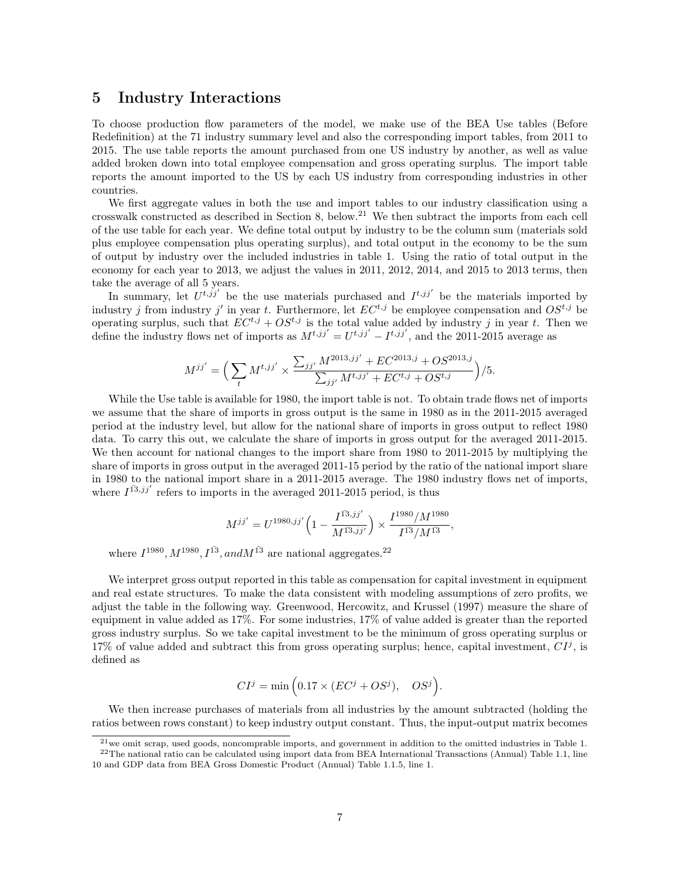# 5 Industry Interactions

To choose production flow parameters of the model, we make use of the BEA Use tables (Before Redefinition) at the 71 industry summary level and also the corresponding import tables, from 2011 to 2015. The use table reports the amount purchased from one US industry by another, as well as value added broken down into total employee compensation and gross operating surplus. The import table reports the amount imported to the US by each US industry from corresponding industries in other countries.

We first aggregate values in both the use and import tables to our industry classification using a crosswalk constructed as described in Section 8, below.[21] We then subtract the imports from each cell of the use table for each year. We define total output by industry to be the column sum (materials sold plus employee compensation plus operating surplus), and total output in the economy to be the sum of output by industry over the included industries in table 1. Using the ratio of total output in the economy for each year to 2013, we adjust the values in 2011, 2012, 2014, and 2015 to 2013 terms, then take the average of all 5 years.

In summary, let $U^{t,jj'}$ be the use materials purchased and $I^{t,jj'}$ be the materials imported by industry $j$ from industry $j'$ in year $t$. Furthermore, let $EC^{t,j}$ be employee compensation and $OS^{t,j}$ be operating surplus, such that $EC^{t,j} + OS^{t,j}$ is the total value added by industry $j$ in year $t$. Then we define the industry flows net of imports as $M^{t,jj'} = U^{t,jj'} - I^{t,jj'}$, and the 2011-2015 average as

$$M^{jj'} = \Big( \sum_t M^{t,jj'} \times \frac{\sum_{jj'} M^{2013,jj'} + EC^{2013,j} + OS^{2013,j}}{\sum_{jj'} M^{t,jj'} + EC^{t,j} + OS^{t,j}} \Big) / 5.$$

While the Use table is available for 1980, the import table is not. To obtain trade flows net of imports we assume that the share of imports in gross output is the same in 1980 as in the 2011-2015 averaged period at the industry level, but allow for the national share of imports in gross output to reflect 1980 data. To carry this out, we calculate the share of imports in gross output for the averaged 2011-2015. We then account for national changes to the import share from 1980 to 2011-2015 by multiplying the share of imports in gross output in the averaged 2011-15 period by the ratio of the national import share in 1980 to the national import share in a 2011-2015 average. The 1980 industry flows net of imports, where $I^{\bar{13},jj'}$ refers to imports in the averaged 2011-2015 period, is thus

$$M^{jj'} = U^{1980,jj'} \Big( 1 - \frac{I^{\bar{13},jj'}}{M^{\bar{13},jj'}} \Big) \times \frac{I^{1980}/M^{1980}}{I^{\bar{13}}/M^{\bar{13}}},$$

where $I^{1980}, M^{1980}, I^{\bar{13}}, and M^{\bar{13}}$ are national aggregates.[22]

We interpret gross output reported in this table as compensation for capital investment in equipment and real estate structures. To make the data consistent with modeling assumptions of zero profits, we adjust the table in the following way. Greenwood, Hercowitz, and Krussel (1997) measure the share of equipment in value added as 17%. For some industries, 17% of value added is greater than the reported gross industry surplus. So we take capital investment to be the minimum of gross operating surplus or 17% of value added and subtract this from gross operating surplus; hence, capital investment, $CI^j$, is defined as

$$CI^j = \min \Big( 0.17 \times (EC^j + OS^j), \quad OS^j \Big).$$

We then increase purchases of materials from all industries by the amount subtracted (holding the ratios between rows constant) to keep industry output constant. Thus, the input-output matrix becomes

[21] we omit scrap, used goods, noncomprable imports, and government in addition to the omitted industries in Table 1.

[22] The national ratio can be calculated using import data from BEA International Transactions (Annual) Table 1.1, line 10 and GDP data from BEA Gross Domestic Product (Annual) Table 1.1.5, line 1.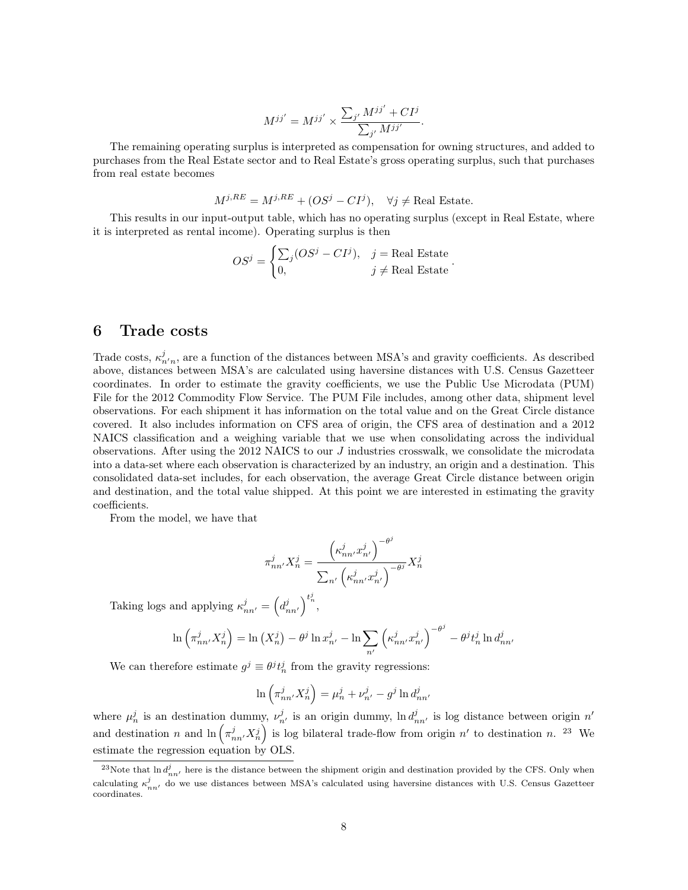$$M^{jj'} = M^{jj'} \times \frac{\sum_{j'} M^{jj'} + CI^j}{\sum_{j'} M^{jj'}}.$$

The remaining operating surplus is interpreted as compensation for owning structures, and added to purchases from the Real Estate sector and to Real Estate's gross operating surplus, such that purchases from real estate becomes

$$M^{j,RE} = M^{j,RE} + (OS^j - CI^j), \quad \forall j \neq \text{Real Estate}.$$

This results in our input-output table, which has no operating surplus (except in Real Estate, where it is interpreted as rental income). Operating surplus is then

$$OS^j = \begin{cases} \sum_j (OS^j - CI^j), & j = \text{Real Estate} \\ 0, & j \neq \text{Real Estate} \end{cases}.$$

# 6 Trade costs

Trade costs, $\kappa^j_{n'n}$, are a function of the distances between MSA's and gravity coefficients. As described above, distances between MSA's are calculated using haversine distances with U.S. Census Gazetteer coordinates. In order to estimate the gravity coefficients, we use the Public Use Microdata (PUM) File for the 2012 Commodity Flow Service. The PUM File includes, among other data, shipment level observations. For each shipment it has information on the total value and on the Great Circle distance covered. It also includes information on CFS area of origin, the CFS area of destination and a 2012 NAICS classification and a weighing variable that we use when consolidating across the individual observations. After using the 2012 NAICS to our $J$ industries crosswalk, we consolidate the microdata into a data-set where each observation is characterized by an industry, an origin and a destination. This consolidated data-set includes, for each observation, the average Great Circle distance between origin and destination, and the total value shipped. At this point we are interested in estimating the gravity coefficients.

From the model, we have that

$$\pi^j_{nn'} X^j_n = \frac{\left(\kappa^j_{nn'} x^j_{n'}\right)^{-\theta^j}}{\sum_{n'} \left(\kappa^j_{nn'} x^j_{n'}\right)^{-\theta^j}} X^j_n$$

Taking logs and applying $\kappa^j_{nn'} = \left(d^j_{nn'}\right)^{t^j_n}$,

$$\ln\left(\pi^j_{nn'} X^j_n\right) = \ln\left(X^j_n\right) - \theta^j \ln x^j_{n'} - \ln \sum_{n'} \left(\kappa^j_{nn'} x^j_{n'}\right)^{-\theta^j} - \theta^j t^j_n \ln d^j_{nn'}$$

We can therefore estimate $g^j \equiv \theta^j t^j_n$ from the gravity regressions:

$$\ln\left(\pi^j_{nn'} X^j_n\right) = \mu^j_n + \nu^j_{n'} - g^j \ln d^j_{nn'}$$

where $\mu^j_n$ is an destination dummy, $\nu^j_{n'}$ is an origin dummy, $\ln d^j_{nn'}$ is log distance between origin $n'$ and destination $n$ and $\ln\left(\pi^j_{nn'} X^j_n\right)$ is log bilateral trade-flow from origin $n'$ to destination $n$. [23] We estimate the regression equation by OLS.

[23]Note that $\ln d^j_{nn'}$ here is the distance between the shipment origin and destination provided by the CFS. Only when calculating $\kappa^j_{nn'}$ do we use distances between MSA's calculated using haversine distances with U.S. Census Gazetteer coordinates.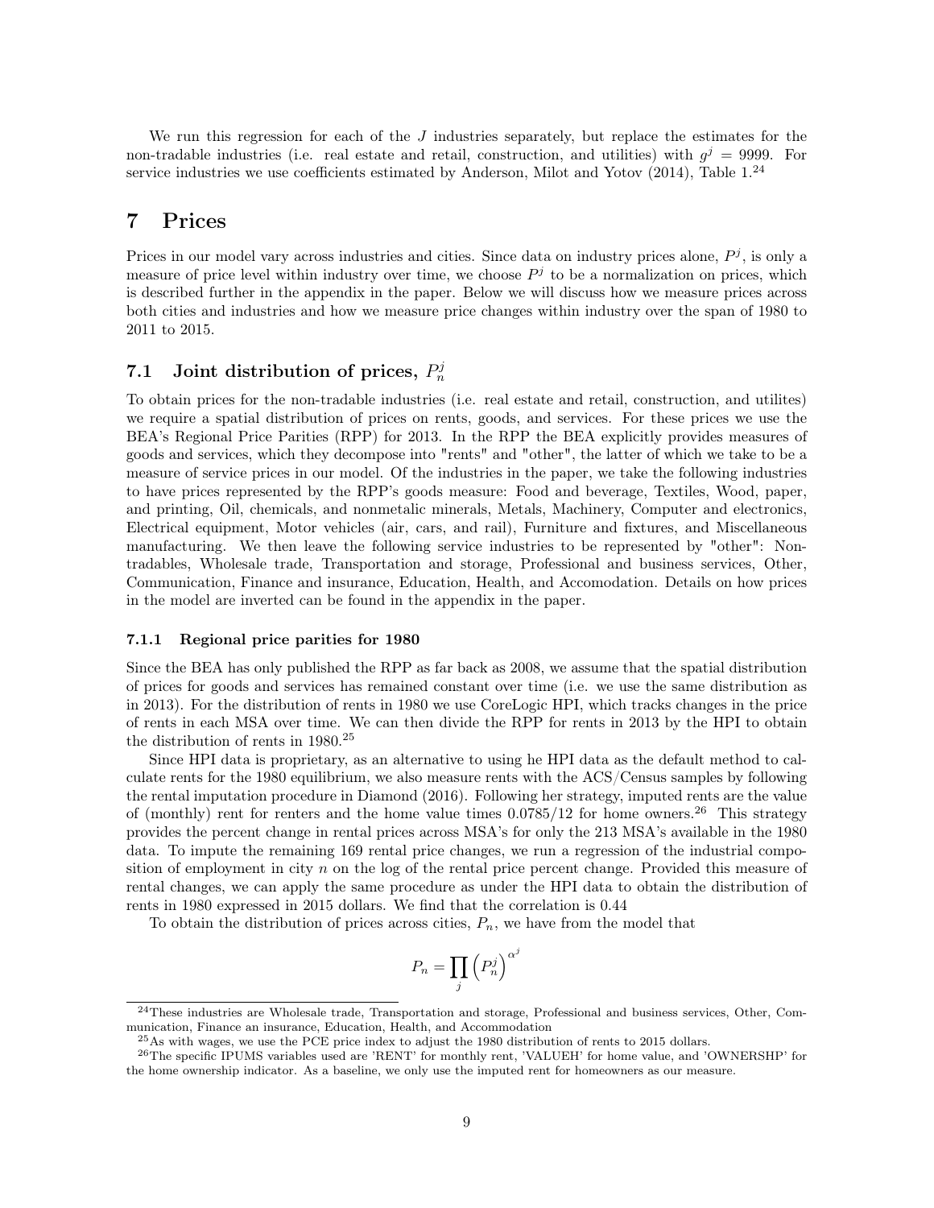We run this regression for each of the $J$ industries separately, but replace the estimates for the non-tradable industries (i.e. real estate and retail, construction, and utilities) with $g^j = 9999$. For service industries we use coefficients estimated by Anderson, Milot and Yotov (2014), Table 1.[24]

# 7 Prices

Prices in our model vary across industries and cities. Since data on industry prices alone, $P^j$, is only a measure of price level within industry over time, we choose $P^j$ to be a normalization on prices, which is described further in the appendix in the paper. Below we will discuss how we measure prices across both cities and industries and how we measure price changes within industry over the span of 1980 to 2011 to 2015.

## 7.1 Joint distribution of prices, $P_n^j$

To obtain prices for the non-tradable industries (i.e. real estate and retail, construction, and utilites) we require a spatial distribution of prices on rents, goods, and services. For these prices we use the BEA's Regional Price Parities (RPP) for 2013. In the RPP the BEA explicitly provides measures of goods and services, which they decompose into "rents" and "other", the latter of which we take to be a measure of service prices in our model. Of the industries in the paper, we take the following industries to have prices represented by the RPP's goods measure: Food and beverage, Textiles, Wood, paper, and printing, Oil, chemicals, and nonmetalic minerals, Metals, Machinery, Computer and electronics, Electrical equipment, Motor vehicles (air, cars, and rail), Furniture and fixtures, and Miscellaneous manufacturing. We then leave the following service industries to be represented by "other": Non-tradables, Wholesale trade, Transportation and storage, Professional and business services, Other, Communication, Finance and insurance, Education, Health, and Accomodation. Details on how prices in the model are inverted can be found in the appendix in the paper.

### 7.1.1 Regional price parities for 1980

Since the BEA has only published the RPP as far back as 2008, we assume that the spatial distribution of prices for goods and services has remained constant over time (i.e. we use the same distribution as in 2013). For the distribution of rents in 1980 we use CoreLogic HPI, which tracks changes in the price of rents in each MSA over time. We can then divide the RPP for rents in 2013 by the HPI to obtain the distribution of rents in 1980.[25]

Since HPI data is proprietary, as an alternative to using he HPI data as the default method to calculate rents for the 1980 equilibrium, we also measure rents with the ACS/Census samples by following the rental imputation procedure in Diamond (2016). Following her strategy, imputed rents are the value of (monthly) rent for renters and the home value times $0.0785/12$ for home owners.[26] This strategy provides the percent change in rental prices across MSA's for only the 213 MSA's available in the 1980 data. To impute the remaining 169 rental price changes, we run a regression of the industrial composition of employment in city $n$ on the log of the rental price percent change. Provided this measure of rental changes, we can apply the same procedure as under the HPI data to obtain the distribution of rents in 1980 expressed in 2015 dollars. We find that the correlation is 0.44

To obtain the distribution of prices across cities, $P_n$, we have from the model that

$$P_n = \prod_j \left(P_n^j\right)^{\alpha^j}$$

---

[24] These industries are Wholesale trade, Transportation and storage, Professional and business services, Other, Communication, Finance an insurance, Education, Health, and Accommodation

[25] As with wages, we use the PCE price index to adjust the 1980 distribution of rents to 2015 dollars.

[26] The specific IPUMS variables used are 'RENT' for monthly rent, 'VALUEH' for home value, and 'OWNERSHP' for the home ownership indicator. As a baseline, we only use the imputed rent for homeowners as our measure.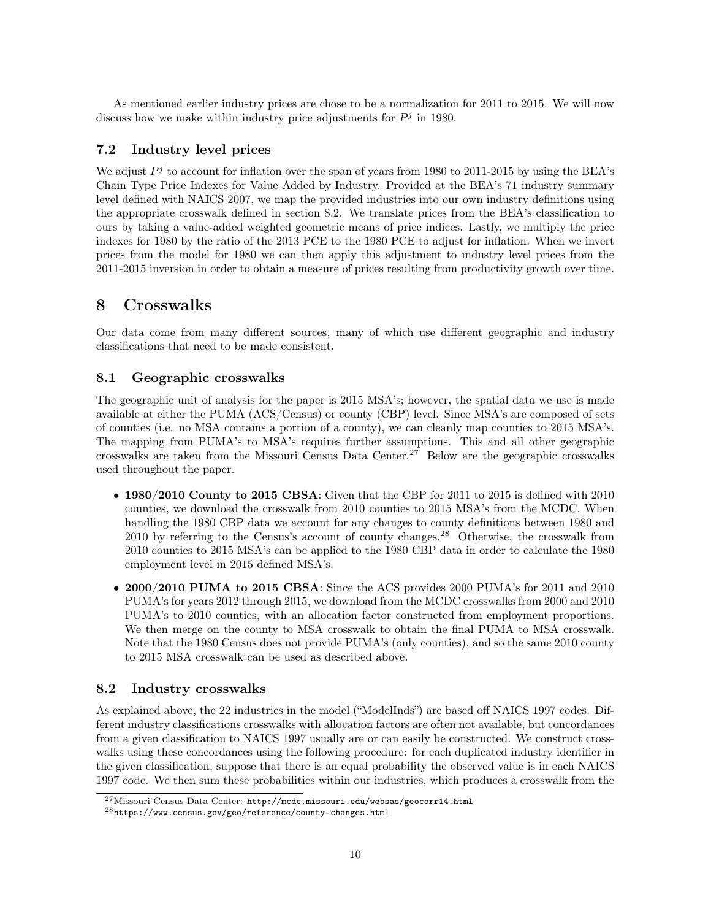As mentioned earlier industry prices are chose to be a normalization for 2011 to 2015. We will now discuss how we make within industry price adjustments for $P^j$ in 1980.

### 7.2 Industry level prices

We adjust $P^j$ to account for inflation over the span of years from 1980 to 2011-2015 by using the BEA's Chain Type Price Indexes for Value Added by Industry. Provided at the BEA's 71 industry summary level defined with NAICS 2007, we map the provided industries into our own industry definitions using the appropriate crosswalk defined in section 8.2. We translate prices from the BEA's classification to ours by taking a value-added weighted geometric means of price indices. Lastly, we multiply the price indexes for 1980 by the ratio of the 2013 PCE to the 1980 PCE to adjust for inflation. When we invert prices from the model for 1980 we can then apply this adjustment to industry level prices from the 2011-2015 inversion in order to obtain a measure of prices resulting from productivity growth over time.

## 8 Crosswalks

Our data come from many different sources, many of which use different geographic and industry classifications that need to be made consistent.

### 8.1 Geographic crosswalks

The geographic unit of analysis for the paper is 2015 MSA's; however, the spatial data we use is made available at either the PUMA (ACS/Census) or county (CBP) level. Since MSA's are composed of sets of counties (i.e. no MSA contains a portion of a county), we can cleanly map counties to 2015 MSA's. The mapping from PUMA's to MSA's requires further assumptions. This and all other geographic crosswalks are taken from the Missouri Census Data Center.[27] Below are the geographic crosswalks used throughout the paper.

- **1980/2010 County to 2015 CBSA**: Given that the CBP for 2011 to 2015 is defined with 2010 counties, we download the crosswalk from 2010 counties to 2015 MSA's from the MCDC. When handling the 1980 CBP data we account for any changes to county definitions between 1980 and 2010 by referring to the Census's account of county changes.[28] Otherwise, the crosswalk from 2010 counties to 2015 MSA's can be applied to the 1980 CBP data in order to calculate the 1980 employment level in 2015 defined MSA's.
- **2000/2010 PUMA to 2015 CBSA**: Since the ACS provides 2000 PUMA's for 2011 and 2010 PUMA's for years 2012 through 2015, we download from the MCDC crosswalks from 2000 and 2010 PUMA's to 2010 counties, with an allocation factor constructed from employment proportions. We then merge on the county to MSA crosswalk to obtain the final PUMA to MSA crosswalk. Note that the 1980 Census does not provide PUMA's (only counties), and so the same 2010 county to 2015 MSA crosswalk can be used as described above.

### 8.2 Industry crosswalks

As explained above, the 22 industries in the model ("ModelInds") are based off NAICS 1997 codes. Different industry classifications crosswalks with allocation factors are often not available, but concordances from a given classification to NAICS 1997 usually are or can easily be constructed. We construct crosswalks using these concordances using the following procedure: for each duplicated industry identifier in the given classification, suppose that there is an equal probability the observed value is in each NAICS 1997 code. We then sum these probabilities within our industries, which produces a crosswalk from the

[27] Missouri Census Data Center: http://mcdc.missouri.edu/websas/geocorr14.html

[28] https://www.census.gov/geo/reference/county-changes.html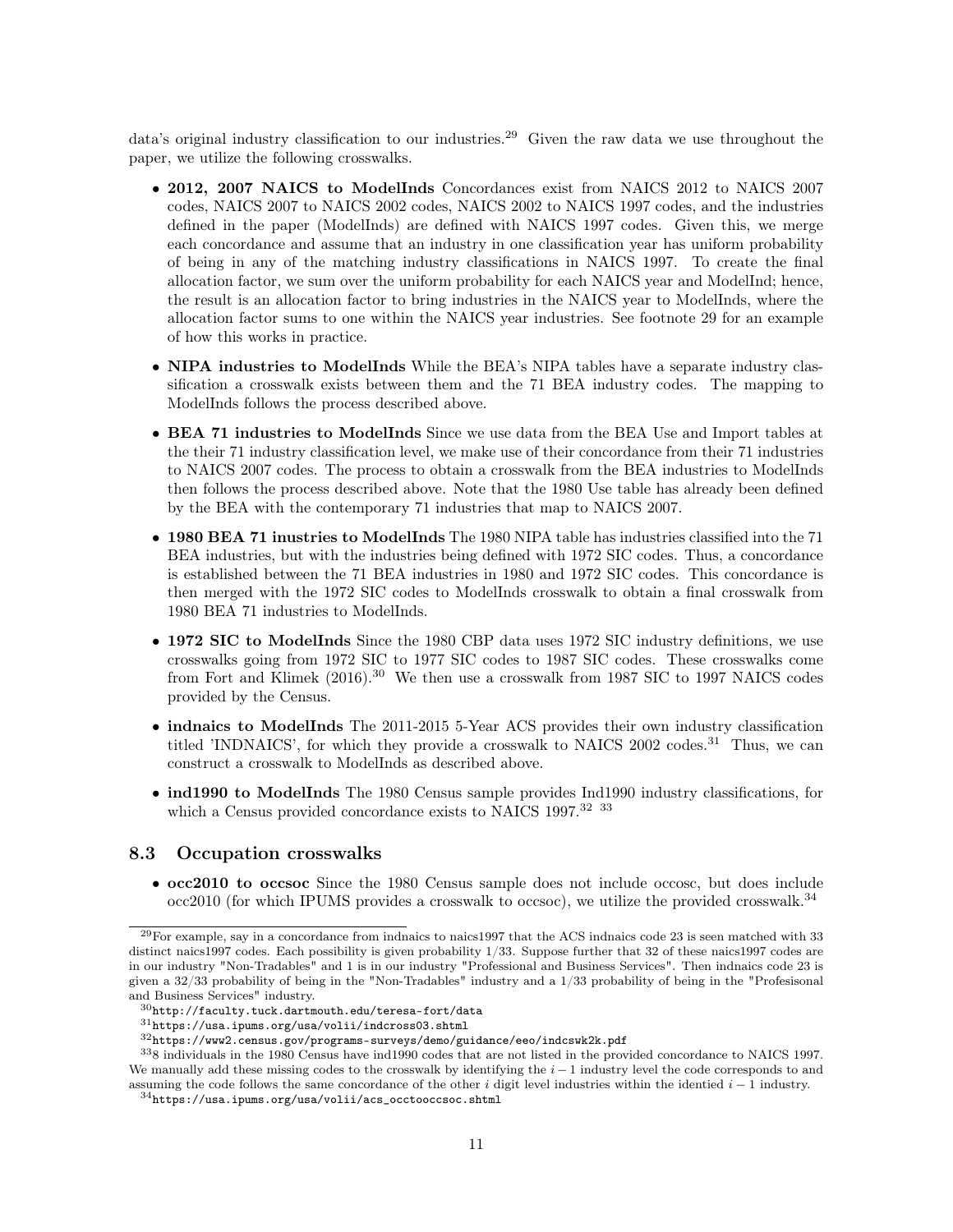data's original industry classification to our industries.[29] Given the raw data we use throughout the paper, we utilize the following crosswalks.

- **2012, 2007 NAICS to ModelInds** Concordances exist from NAICS 2012 to NAICS 2007 codes, NAICS 2007 to NAICS 2002 codes, NAICS 2002 to NAICS 1997 codes, and the industries defined in the paper (ModelInds) are defined with NAICS 1997 codes. Given this, we merge each concordance and assume that an industry in one classification year has uniform probability of being in any of the matching industry classifications in NAICS 1997. To create the final allocation factor, we sum over the uniform probability for each NAICS year and ModelInd; hence, the result is an allocation factor to bring industries in the NAICS year to ModelInds, where the allocation factor sums to one within the NAICS year industries. See footnote 29 for an example of how this works in practice.
- **NIPA industries to ModelInds** While the BEA's NIPA tables have a separate industry classification a crosswalk exists between them and the 71 BEA industry codes. The mapping to ModelInds follows the process described above.
- **BEA 71 industries to ModelInds** Since we use data from the BEA Use and Import tables at the their 71 industry classification level, we make use of their concordance from their 71 industries to NAICS 2007 codes. The process to obtain a crosswalk from the BEA industries to ModelInds then follows the process described above. Note that the 1980 Use table has already been defined by the BEA with the contemporary 71 industries that map to NAICS 2007.
- **1980 BEA 71 inustries to ModelInds** The 1980 NIPA table has industries classified into the 71 BEA industries, but with the industries being defined with 1972 SIC codes. Thus, a concordance is established between the 71 BEA industries in 1980 and 1972 SIC codes. This concordance is then merged with the 1972 SIC codes to ModelInds crosswalk to obtain a final crosswalk from 1980 BEA 71 industries to ModelInds.
- **1972 SIC to ModelInds** Since the 1980 CBP data uses 1972 SIC industry definitions, we use crosswalks going from 1972 SIC to 1977 SIC codes to 1987 SIC codes. These crosswalks come from Fort and Klimek (2016).[30] We then use a crosswalk from 1987 SIC to 1997 NAICS codes provided by the Census.
- **indnaics to ModelInds** The 2011-2015 5-Year ACS provides their own industry classification titled 'INDNAICS', for which they provide a crosswalk to NAICS 2002 codes.[31] Thus, we can construct a crosswalk to ModelInds as described above.
- **ind1990 to ModelInds** The 1980 Census sample provides Ind1990 industry classifications, for which a Census provided concordance exists to NAICS 1997.[32] [33]

### 8.3 Occupation crosswalks

- **occ2010 to occsoc** Since the 1980 Census sample does not include occosc, but does include occ2010 (for which IPUMS provides a crosswalk to occsoc), we utilize the provided crosswalk.[34]

---

[29] For example, say in a concordance from indnaics to naics1997 that the ACS indnaics code 23 is seen matched with 33 distinct naics1997 codes. Each possibility is given probability 1/33. Suppose further that 32 of these naics1997 codes are in our industry "Non-Tradables" and 1 is in our industry "Professional and Business Services". Then indnaics code 23 is given a 32/33 probability of being in the "Non-Tradables" industry and a 1/33 probability of being in the "Profesisonal and Business Services" industry.

[30] http://faculty.tuck.dartmouth.edu/teresa-fort/data

[31] https://usa.ipums.org/usa/volii/indcross03.shtml

[32] https://www2.census.gov/programs-surveys/demo/guidance/eeo/indcswk2k.pdf

[33] 8 individuals in the 1980 Census have ind1990 codes that are not listed in the provided concordance to NAICS 1997. We manually add these missing codes to the crosswalk by identifying the $i-1$ industry level the code corresponds to and assuming the code follows the same concordance of the other $i$ digit level industries within the identied $i-1$ industry.

[34] https://usa.ipums.org/usa/volii/acs_occtooccsoc.shtml